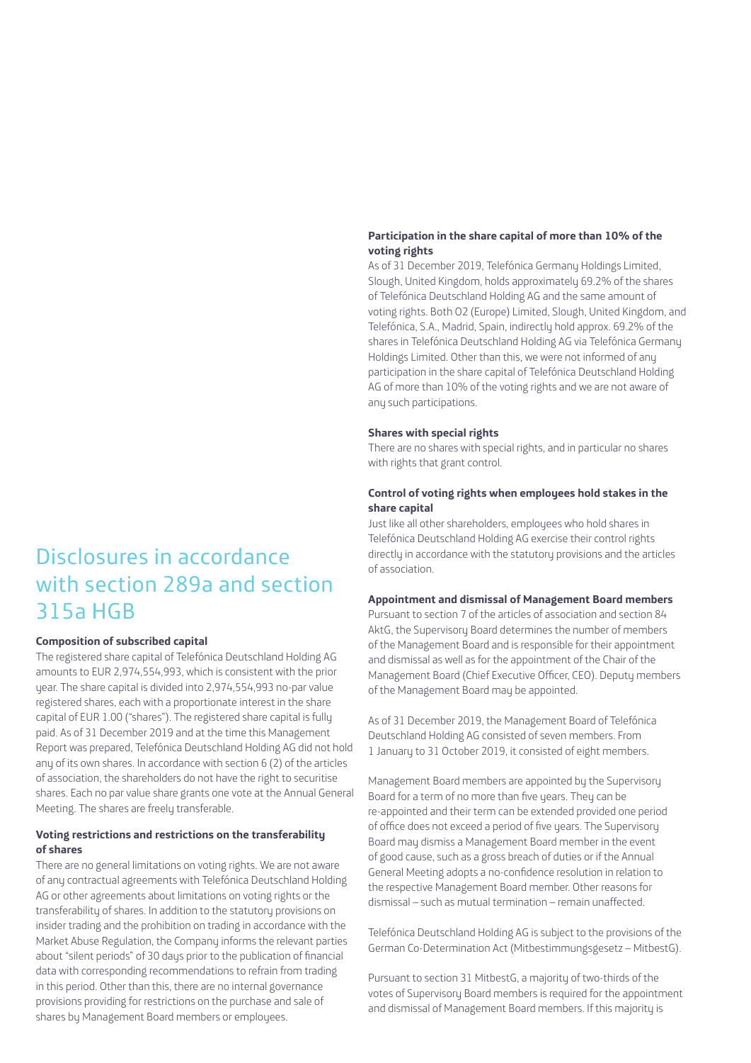# Disclosures in accordance with section 289a and section 315a HGB

**Composition of subscribed capital**

The registered share capital of Telefónica Deutschland Holding AG amounts to EUR 2,974,554,993, which is consistent with the prior year. The share capital is divided into 2,974,554,993 no-par value registered shares, each with a proportionate interest in the share capital of EUR 1.00 ("shares"). The registered share capital is fully paid. As of 31 December 2019 and at the time this Management Report was prepared, Telefónica Deutschland Holding AG did not hold any of its own shares. In accordance with section 6 (2) of the articles of association, the shareholders do not have the right to securitise shares. Each no par value share grants one vote at the Annual General Meeting. The shares are freely transferable.

**Voting restrictions and restrictions on the transferability of shares**

There are no general limitations on voting rights. We are not aware of any contractual agreements with Telefónica Deutschland Holding AG or other agreements about limitations on voting rights or the transferability of shares. In addition to the statutory provisions on insider trading and the prohibition on trading in accordance with the Market Abuse Regulation, the Company informs the relevant parties about "silent periods" of 30 days prior to the publication of financial data with corresponding recommendations to refrain from trading in this period. Other than this, there are no internal governance provisions providing for restrictions on the purchase and sale of shares by Management Board members or employees.

**Participation in the share capital of more than 10% of the voting rights**

As of 31 December 2019, Telefónica Germany Holdings Limited, Slough, United Kingdom, holds approximately 69.2% of the shares of Telefónica Deutschland Holding AG and the same amount of voting rights. Both O2 (Europe) Limited, Slough, United Kingdom, and Telefónica, S.A., Madrid, Spain, indirectly hold approx. 69.2% of the shares in Telefónica Deutschland Holding AG via Telefónica Germany Holdings Limited. Other than this, we were not informed of any participation in the share capital of Telefónica Deutschland Holding AG of more than 10% of the voting rights and we are not aware of any such participations.

**Shares with special rights**

There are no shares with special rights, and in particular no shares with rights that grant control.

**Control of voting rights when employees hold stakes in the share capital**

Just like all other shareholders, employees who hold shares in Telefónica Deutschland Holding AG exercise their control rights directly in accordance with the statutory provisions and the articles of association.

**Appointment and dismissal of Management Board members**

Pursuant to section 7 of the articles of association and section 84 AktG, the Supervisory Board determines the number of members of the Management Board and is responsible for their appointment and dismissal as well as for the appointment of the Chair of the Management Board (Chief Executive Officer, CEO). Deputy members of the Management Board may be appointed.

As of 31 December 2019, the Management Board of Telefónica Deutschland Holding AG consisted of seven members. From 1 January to 31 October 2019, it consisted of eight members.

Management Board members are appointed by the Supervisory Board for a term of no more than five years. They can be re-appointed and their term can be extended provided one period of office does not exceed a period of five years. The Supervisory Board may dismiss a Management Board member in the event of good cause, such as a gross breach of duties or if the Annual General Meeting adopts a no-confidence resolution in relation to the respective Management Board member. Other reasons for dismissal – such as mutual termination – remain unaffected.

Telefónica Deutschland Holding AG is subject to the provisions of the German Co-Determination Act (Mitbestimmungsgesetz – MitbestG).

Pursuant to section 31 MitbestG, a majority of two-thirds of the votes of Supervisory Board members is required for the appointment and dismissal of Management Board members. If this majority is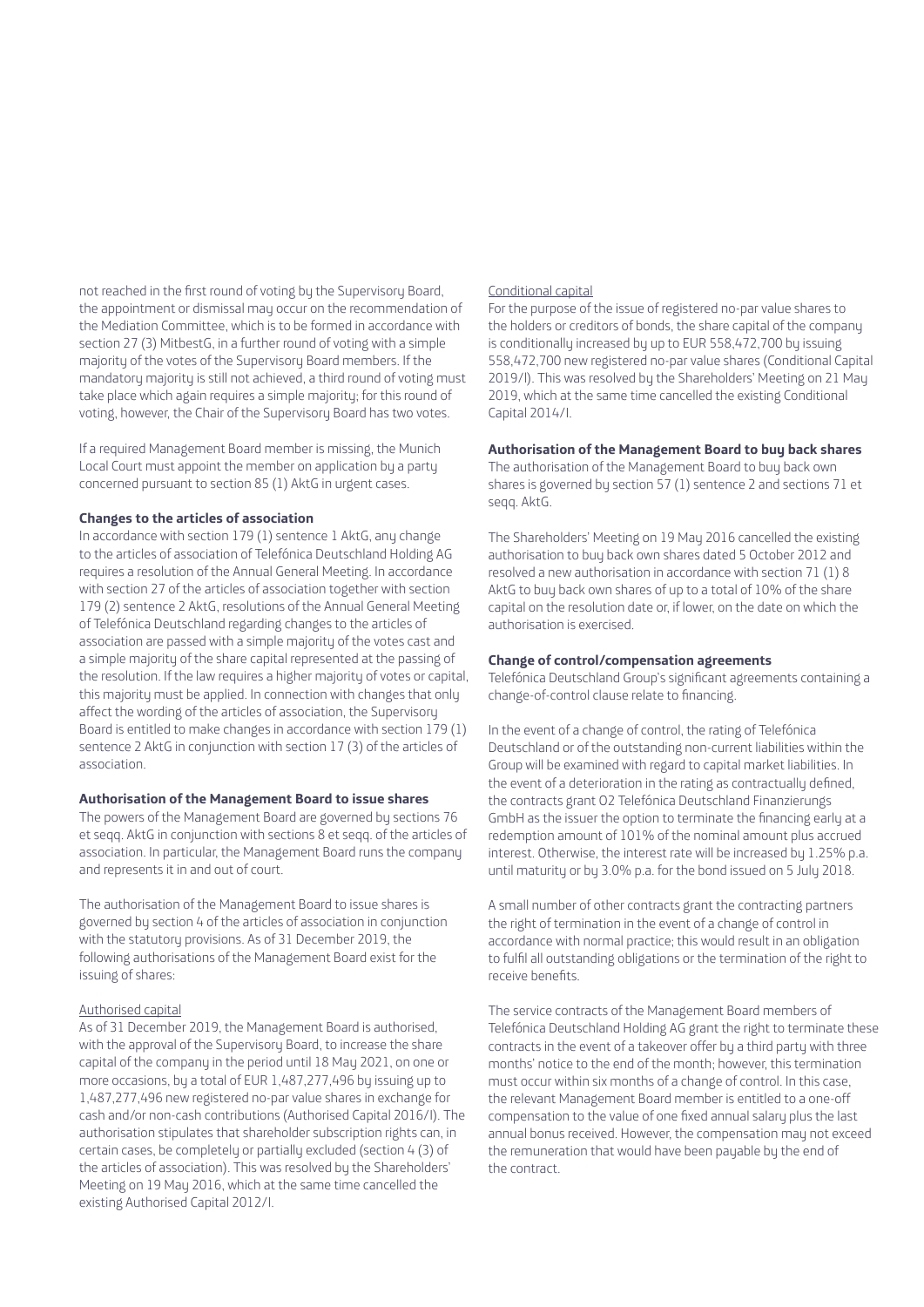not reached in the first round of voting by the Supervisory Board, the appointment or dismissal may occur on the recommendation of the Mediation Committee, which is to be formed in accordance with section 27 (3) MitbestG, in a further round of voting with a simple majority of the votes of the Supervisory Board members. If the mandatory majority is still not achieved, a third round of voting must take place which again requires a simple majority; for this round of voting, however, the Chair of the Supervisory Board has two votes.

If a required Management Board member is missing, the Munich Local Court must appoint the member on application by a party concerned pursuant to section 85 (1) AktG in urgent cases.

**Changes to the articles of association**

In accordance with section 179 (1) sentence 1 AktG, any change to the articles of association of Telefónica Deutschland Holding AG requires a resolution of the Annual General Meeting. In accordance with section 27 of the articles of association together with section 179 (2) sentence 2 AktG, resolutions of the Annual General Meeting of Telefónica Deutschland regarding changes to the articles of association are passed with a simple majority of the votes cast and a simple majority of the share capital represented at the passing of the resolution. If the law requires a higher majority of votes or capital, this majority must be applied. In connection with changes that only affect the wording of the articles of association, the Supervisory Board is entitled to make changes in accordance with section 179 (1) sentence 2 AktG in conjunction with section 17 (3) of the articles of association.

**Authorisation of the Management Board to issue shares**

The powers of the Management Board are governed by sections 76 et seqq. AktG in conjunction with sections 8 et seqq. of the articles of association. In particular, the Management Board runs the company and represents it in and out of court.

The authorisation of the Management Board to issue shares is governed by section 4 of the articles of association in conjunction with the statutory provisions. As of 31 December 2019, the following authorisations of the Management Board exist for the issuing of shares:

Authorised capital

As of 31 December 2019, the Management Board is authorised, with the approval of the Supervisory Board, to increase the share capital of the company in the period until 18 May 2021, on one or more occasions, by a total of EUR 1,487,277,496 by issuing up to 1,487,277,496 new registered no-par value shares in exchange for cash and/or non-cash contributions (Authorised Capital 2016/I). The authorisation stipulates that shareholder subscription rights can, in certain cases, be completely or partially excluded (section 4 (3) of the articles of association). This was resolved by the Shareholders' Meeting on 19 May 2016, which at the same time cancelled the existing Authorised Capital 2012/I.

Conditional capital

For the purpose of the issue of registered no-par value shares to the holders or creditors of bonds, the share capital of the company is conditionally increased by up to EUR 558,472,700 by issuing 558,472,700 new registered no-par value shares (Conditional Capital 2019/I). This was resolved by the Shareholders' Meeting on 21 May 2019, which at the same time cancelled the existing Conditional Capital 2014/I.

**Authorisation of the Management Board to buy back shares**

The authorisation of the Management Board to buy back own shares is governed by section 57 (1) sentence 2 and sections 71 et seqq. AktG.

The Shareholders' Meeting on 19 May 2016 cancelled the existing authorisation to buy back own shares dated 5 October 2012 and resolved a new authorisation in accordance with section 71 (1) 8 AktG to buy back own shares of up to a total of 10% of the share capital on the resolution date or, if lower, on the date on which the authorisation is exercised.

**Change of control/compensation agreements**

Telefónica Deutschland Group's significant agreements containing a change-of-control clause relate to financing.

In the event of a change of control, the rating of Telefónica Deutschland or of the outstanding non-current liabilities within the Group will be examined with regard to capital market liabilities. In the event of a deterioration in the rating as contractually defined, the contracts grant O2 Telefónica Deutschland Finanzierungs GmbH as the issuer the option to terminate the financing early at a redemption amount of 101% of the nominal amount plus accrued interest. Otherwise, the interest rate will be increased by 1.25% p.a. until maturity or by 3.0% p.a. for the bond issued on 5 July 2018.

A small number of other contracts grant the contracting partners the right of termination in the event of a change of control in accordance with normal practice; this would result in an obligation to fulfil all outstanding obligations or the termination of the right to receive benefits.

The service contracts of the Management Board members of Telefónica Deutschland Holding AG grant the right to terminate these contracts in the event of a takeover offer by a third party with three months' notice to the end of the month; however, this termination must occur within six months of a change of control. In this case, the relevant Management Board member is entitled to a one-off compensation to the value of one fixed annual salary plus the last annual bonus received. However, the compensation may not exceed the remuneration that would have been payable by the end of the contract.